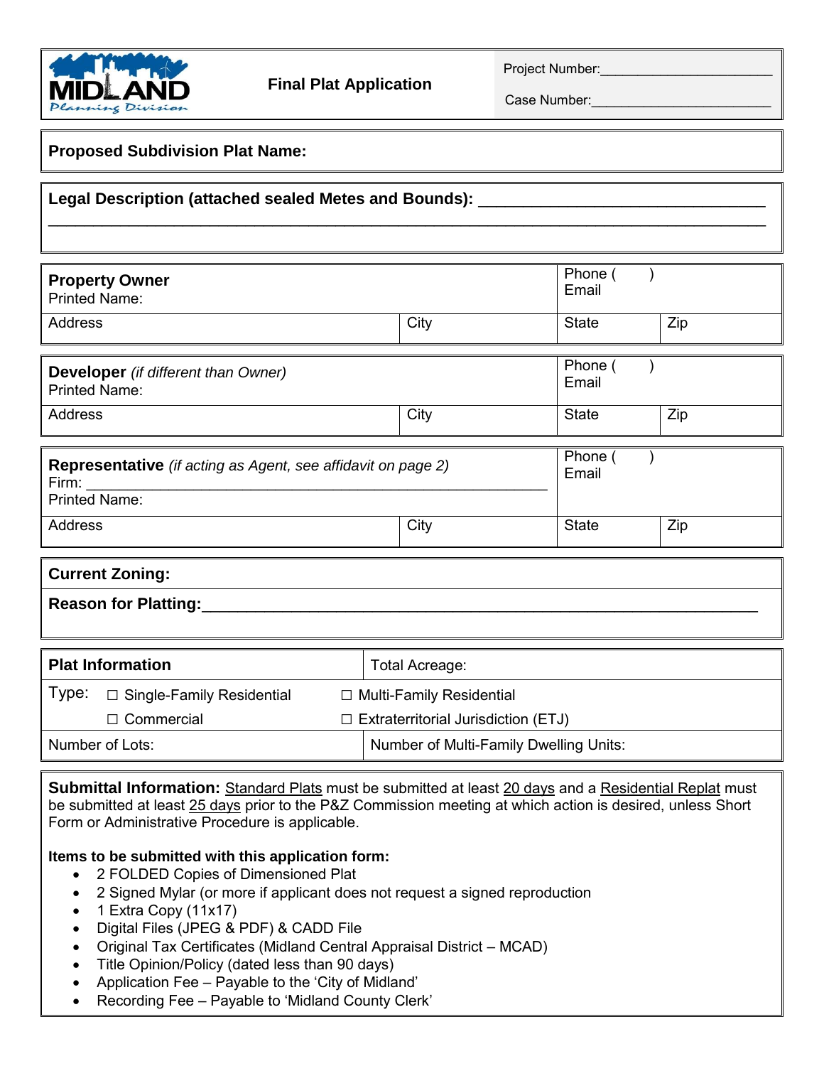MIDLAND Planning Division

## Final Plat Application

Project Number:______________________

Case Number:______________________

**Proposed Subdivision Plat Name:**

**Legal Description (attached sealed Metes and Bounds):** ______________________________

______________________________________________________________________________

| **Property Owner** Printed Name: | | Phone ( ) Email | |
|---|---|---|---|
| Address | City | State | Zip |

| **Developer** *(if different than Owner)* Printed Name: | | Phone ( ) Email | |
|---|---|---|---|
| Address | City | State | Zip |

| **Representative** *(if acting as Agent, see affidavit on page 2)* Firm: ______________________ Printed Name: | | Phone ( ) Email | |
|---|---|---|---|
| Address | City | State | Zip |

**Current Zoning:**

**Reason for Platting:**______________________________________________

| **Plat Information** | Total Acreage: |
|---|---|
| Type: ☐ Single-Family Residential | ☐ Multi-Family Residential |
| ☐ Commercial | ☐ Extraterritorial Jurisdiction (ETJ) |
| Number of Lots: | Number of Multi-Family Dwelling Units: |

**Submittal Information:** Standard Plats must be submitted at least 20 days and a Residential Replat must be submitted at least 25 days prior to the P&Z Commission meeting at which action is desired, unless Short Form or Administrative Procedure is applicable.

**Items to be submitted with this application form:**

- 2 FOLDED Copies of Dimensioned Plat
- 2 Signed Mylar (or more if applicant does not request a signed reproduction
- 1 Extra Copy (11x17)
- Digital Files (JPEG & PDF) & CADD File
- Original Tax Certificates (Midland Central Appraisal District – MCAD)
- Title Opinion/Policy (dated less than 90 days)
- Application Fee – Payable to the 'City of Midland'
- Recording Fee – Payable to 'Midland County Clerk'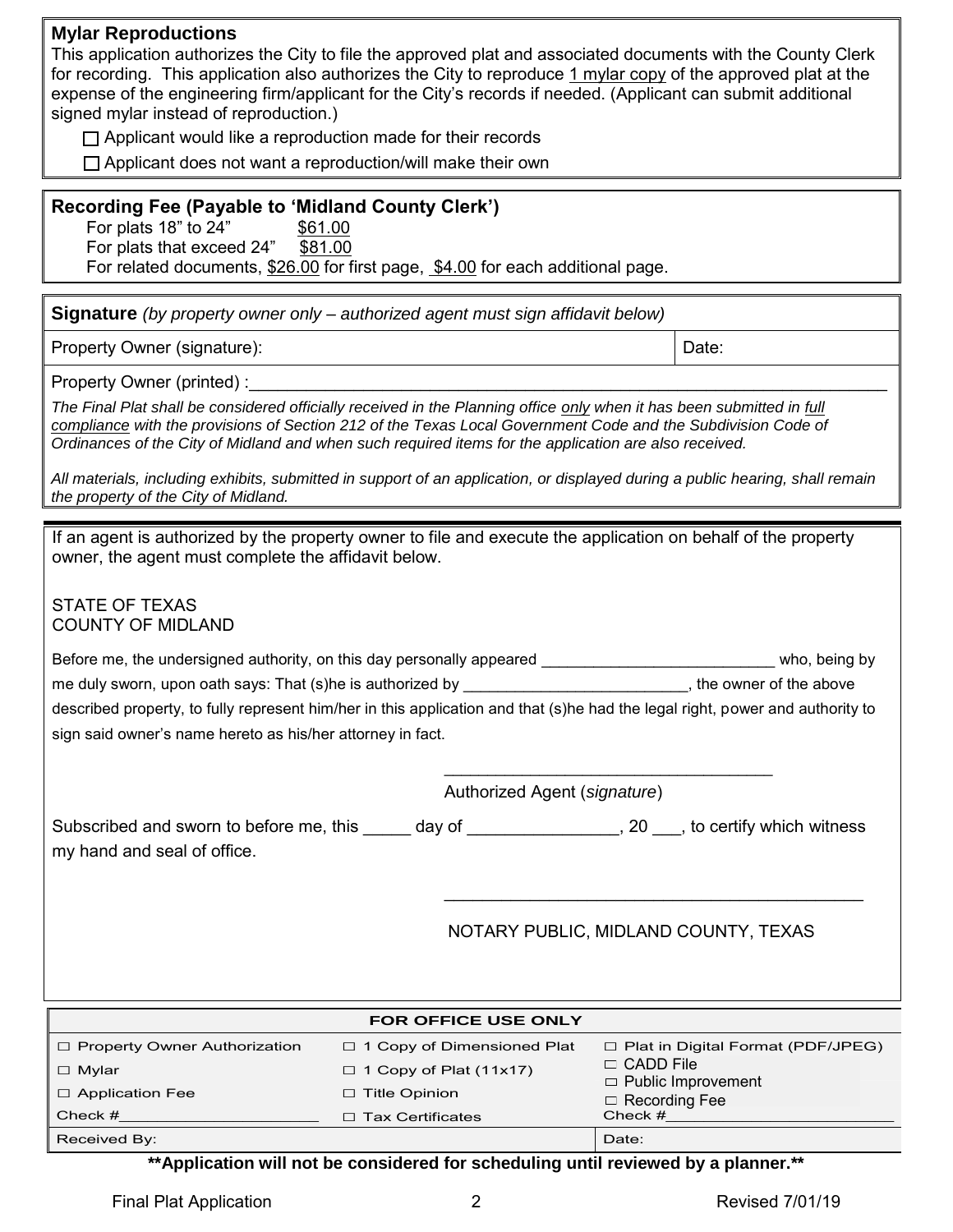## Mylar Reproductions

This application authorizes the City to file the approved plat and associated documents with the County Clerk for recording. This application also authorizes the City to reproduce 1 mylar copy of the approved plat at the expense of the engineering firm/applicant for the City's records if needed. (Applicant can submit additional signed mylar instead of reproduction.)

☐ Applicant would like a reproduction made for their records

☐ Applicant does not want a reproduction/will make their own

## Recording Fee (Payable to 'Midland County Clerk')

For plats 18" to 24" $61.00

For plats that exceed 24" $81.00

For related documents, $26.00 for first page, $4.00 for each additional page.

## Signature *(by property owner only – authorized agent must sign affidavit below)*

| Property Owner (signature): | Date: |
|---|---|

Property Owner (printed) :___________________________________________________________

*The Final Plat shall be considered officially received in the Planning office only when it has been submitted in full compliance with the provisions of Section 212 of the Texas Local Government Code and the Subdivision Code of Ordinances of the City of Midland and when such required items for the application are also received.*

*All materials, including exhibits, submitted in support of an application, or displayed during a public hearing, shall remain the property of the City of Midland.*

If an agent is authorized by the property owner to file and execute the application on behalf of the property owner, the agent must complete the affidavit below.

STATE OF TEXAS
COUNTY OF MIDLAND

Before me, the undersigned authority, on this day personally appeared ___________________________ who, being by me duly sworn, upon oath says: That (s)he is authorized by __________________________, the owner of the above described property, to fully represent him/her in this application and that (s)he had the legal right, power and authority to sign said owner's name hereto as his/her attorney in fact.

____________________________________
Authorized Agent (*signature*)

Subscribed and sworn to before me, this _____ day of ________________, 20 ___, to certify which witness my hand and seal of office.

____________________________________________
NOTARY PUBLIC, MIDLAND COUNTY, TEXAS

| FOR OFFICE USE ONLY | | |
|---|---|---|
| ☐ Property Owner Authorization | ☐ 1 Copy of Dimensioned Plat | ☐ Plat in Digital Format (PDF/JPEG) |
| ☐ Mylar | ☐ 1 Copy of Plat (11x17) | ☐ CADD File |
| ☐ Application Fee | ☐ Title Opinion | ☐ Public Improvement |
| Check #______________________ | ☐ Tax Certificates | ☐ Recording Fee<br>Check #______________________ |
| Received By: | | Date: |

**\*\*Application will not be considered for scheduling until reviewed by a planner.\*\***